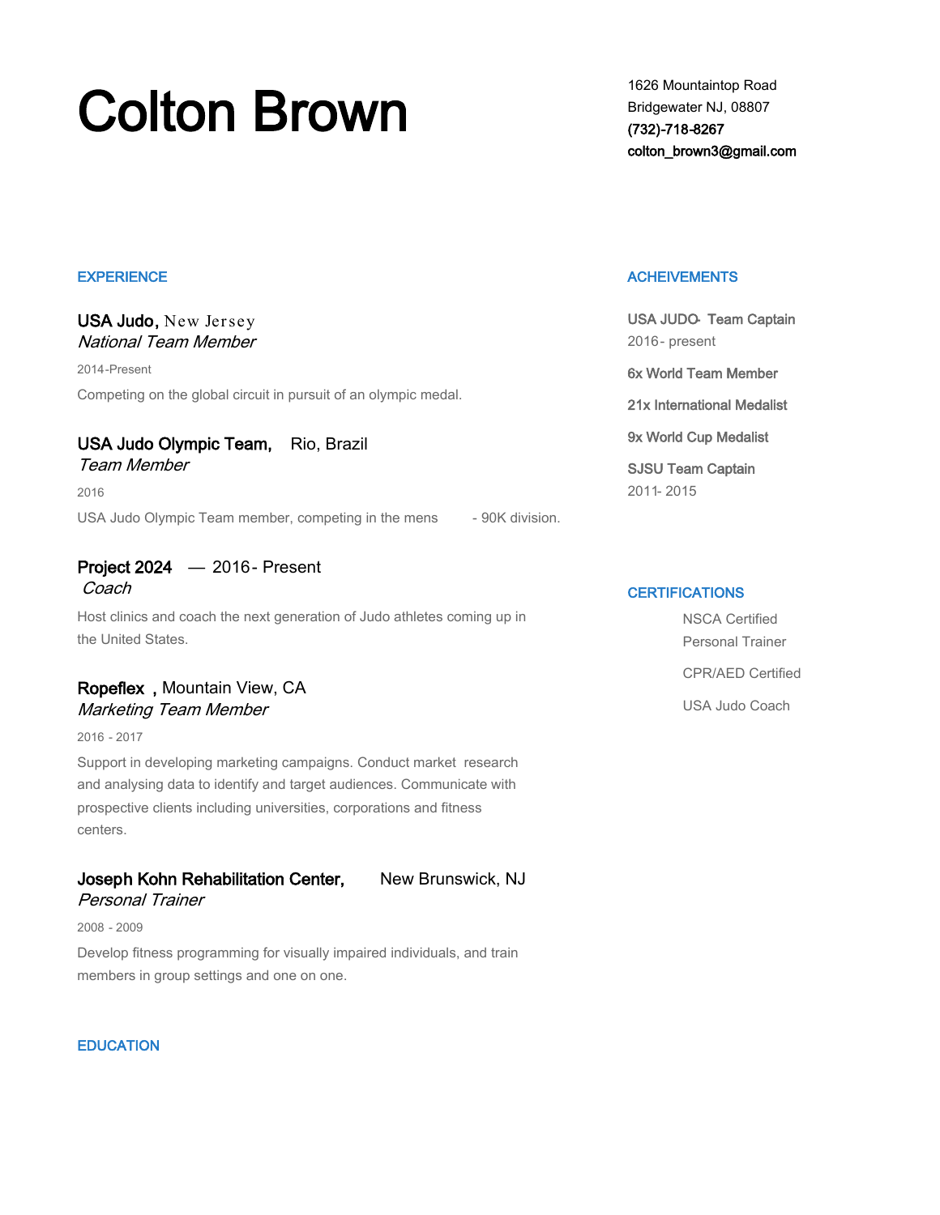# Colton Brown

1626 Mountaintop Road
Bridgewater NJ, 08807
(732)-718-8267
colton_brown3@gmail.com

## EXPERIENCE

**USA Judo,** New Jersey
*National Team Member*

2014-Present

Competing on the global circuit in pursuit of an olympic medal.

**USA Judo Olympic Team,** Rio, Brazil
*Team Member*

2016

USA Judo Olympic Team member, competing in the mens - 90K division.

**Project 2024** — 2016 - Present
*Coach*

Host clinics and coach the next generation of Judo athletes coming up in the United States.

**Ropeflex ,** Mountain View, CA
*Marketing Team Member*

2016 - 2017

Support in developing marketing campaigns. Conduct market research and analysing data to identify and target audiences. Communicate with prospective clients including universities, corporations and fitness centers.

**Joseph Kohn Rehabilitation Center,** New Brunswick, NJ
*Personal Trainer*

2008 - 2009

Develop fitness programming for visually impaired individuals, and train members in group settings and one on one.

## EDUCATION

## ACHEIVEMENTS

**USA JUDO- Team Captain**
2016 - present

**6x World Team Member**

**21x International Medalist**

**9x World Cup Medalist**

**SJSU Team Captain**
2011- 2015

## CERTIFICATIONS

- NSCA Certified Personal Trainer
- CPR/AED Certified
- USA Judo Coach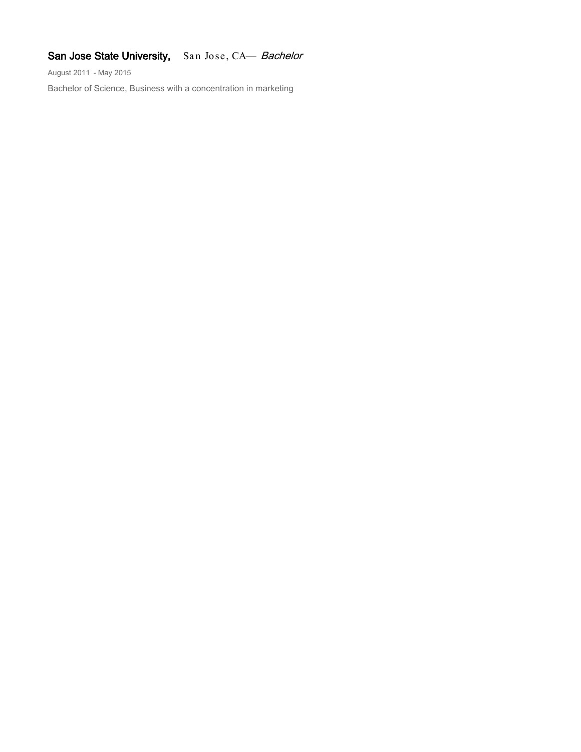### **San Jose State University,** San Jose, CA— *Bachelor*

August 2011 - May 2015

Bachelor of Science, Business with a concentration in marketing